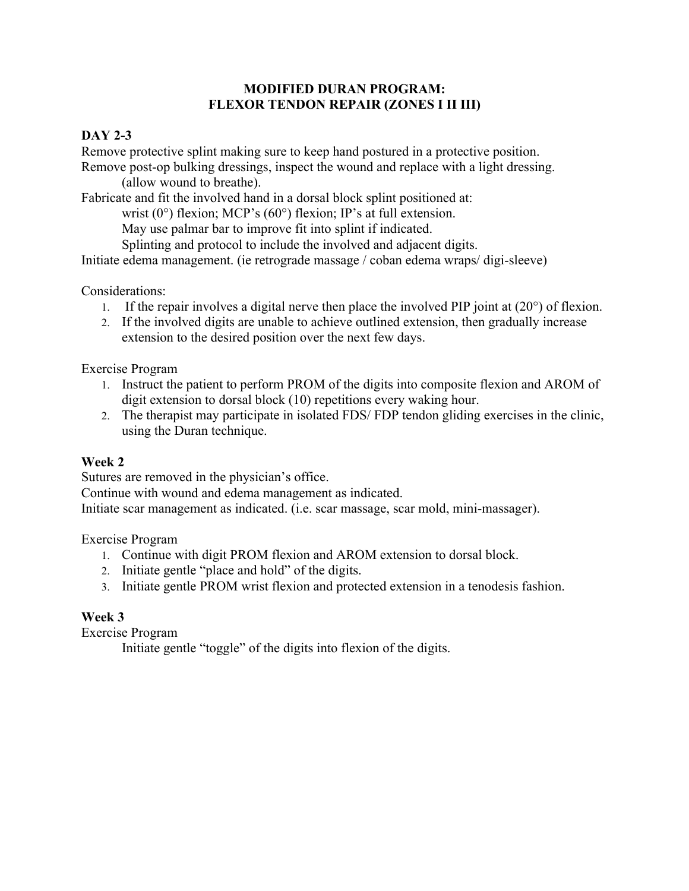# MODIFIED DURAN PROGRAM:
# FLEXOR TENDON REPAIR (ZONES I II III)

## DAY 2-3

Remove protective splint making sure to keep hand postured in a protective position.
Remove post-op bulking dressings, inspect the wound and replace with a light dressing.
(allow wound to breathe).
Fabricate and fit the involved hand in a dorsal block splint positioned at:
wrist (0°) flexion; MCP's (60°) flexion; IP's at full extension.
May use palmar bar to improve fit into splint if indicated.
Splinting and protocol to include the involved and adjacent digits.
Initiate edema management. (ie retrograde massage / coban edema wraps/ digi-sleeve)

Considerations:

1. If the repair involves a digital nerve then place the involved PIP joint at (20°) of flexion.
2. If the involved digits are unable to achieve outlined extension, then gradually increase extension to the desired position over the next few days.

Exercise Program

1. Instruct the patient to perform PROM of the digits into composite flexion and AROM of digit extension to dorsal block (10) repetitions every waking hour.
2. The therapist may participate in isolated FDS/ FDP tendon gliding exercises in the clinic, using the Duran technique.

## Week 2

Sutures are removed in the physician's office.
Continue with wound and edema management as indicated.
Initiate scar management as indicated. (i.e. scar massage, scar mold, mini-massager).

Exercise Program

1. Continue with digit PROM flexion and AROM extension to dorsal block.
2. Initiate gentle "place and hold" of the digits.
3. Initiate gentle PROM wrist flexion and protected extension in a tenodesis fashion.

## Week 3

Exercise Program

Initiate gentle "toggle" of the digits into flexion of the digits.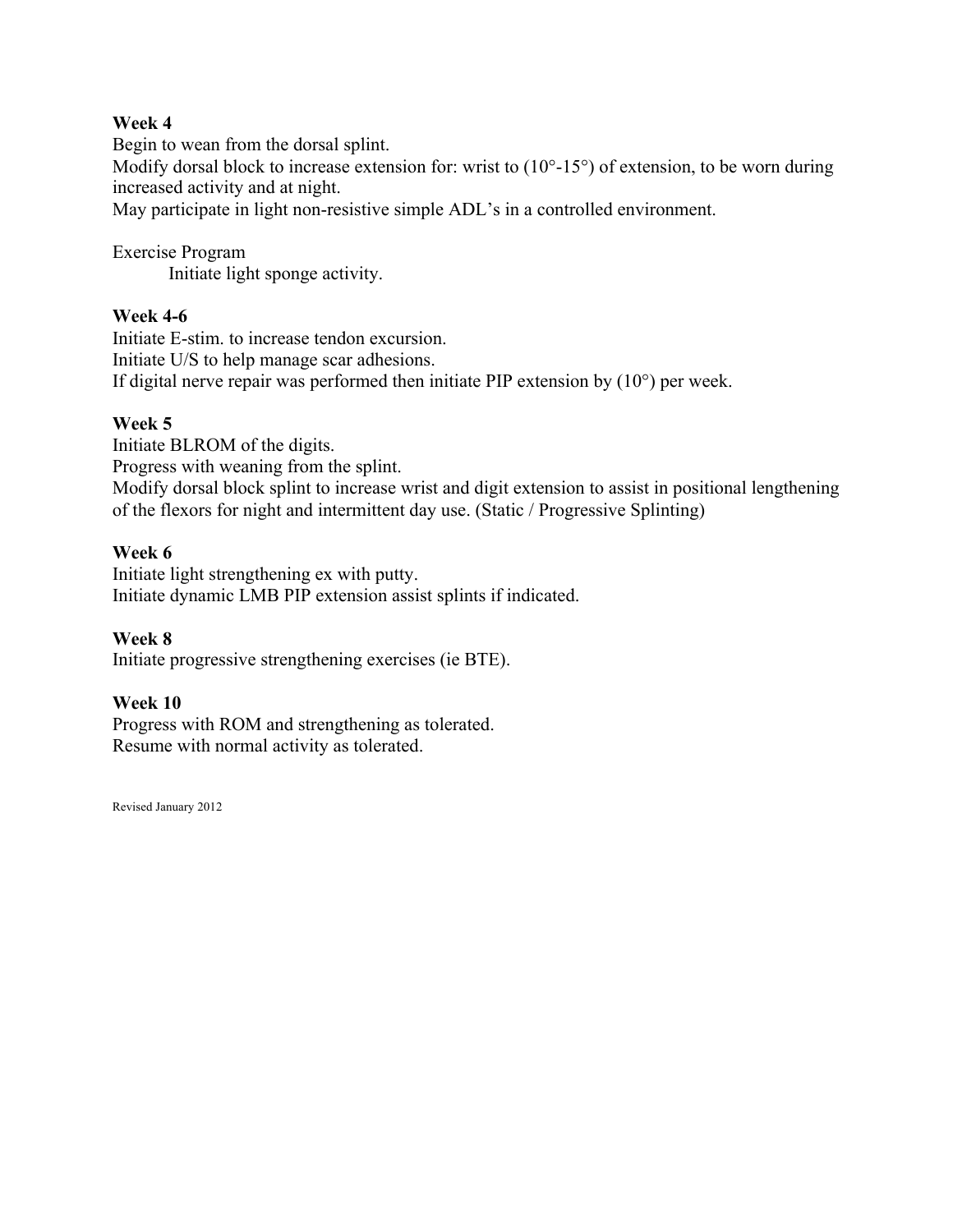**Week 4**
Begin to wean from the dorsal splint.
Modify dorsal block to increase extension for: wrist to (10°-15°) of extension, to be worn during increased activity and at night.
May participate in light non-resistive simple ADL's in a controlled environment.

Exercise Program
    Initiate light sponge activity.

**Week 4-6**
Initiate E-stim. to increase tendon excursion.
Initiate U/S to help manage scar adhesions.
If digital nerve repair was performed then initiate PIP extension by (10°) per week.

**Week 5**
Initiate BLROM of the digits.
Progress with weaning from the splint.
Modify dorsal block splint to increase wrist and digit extension to assist in positional lengthening of the flexors for night and intermittent day use. (Static / Progressive Splinting)

**Week 6**
Initiate light strengthening ex with putty.
Initiate dynamic LMB PIP extension assist splints if indicated.

**Week 8**
Initiate progressive strengthening exercises (ie BTE).

**Week 10**
Progress with ROM and strengthening as tolerated.
Resume with normal activity as tolerated.

Revised January 2012